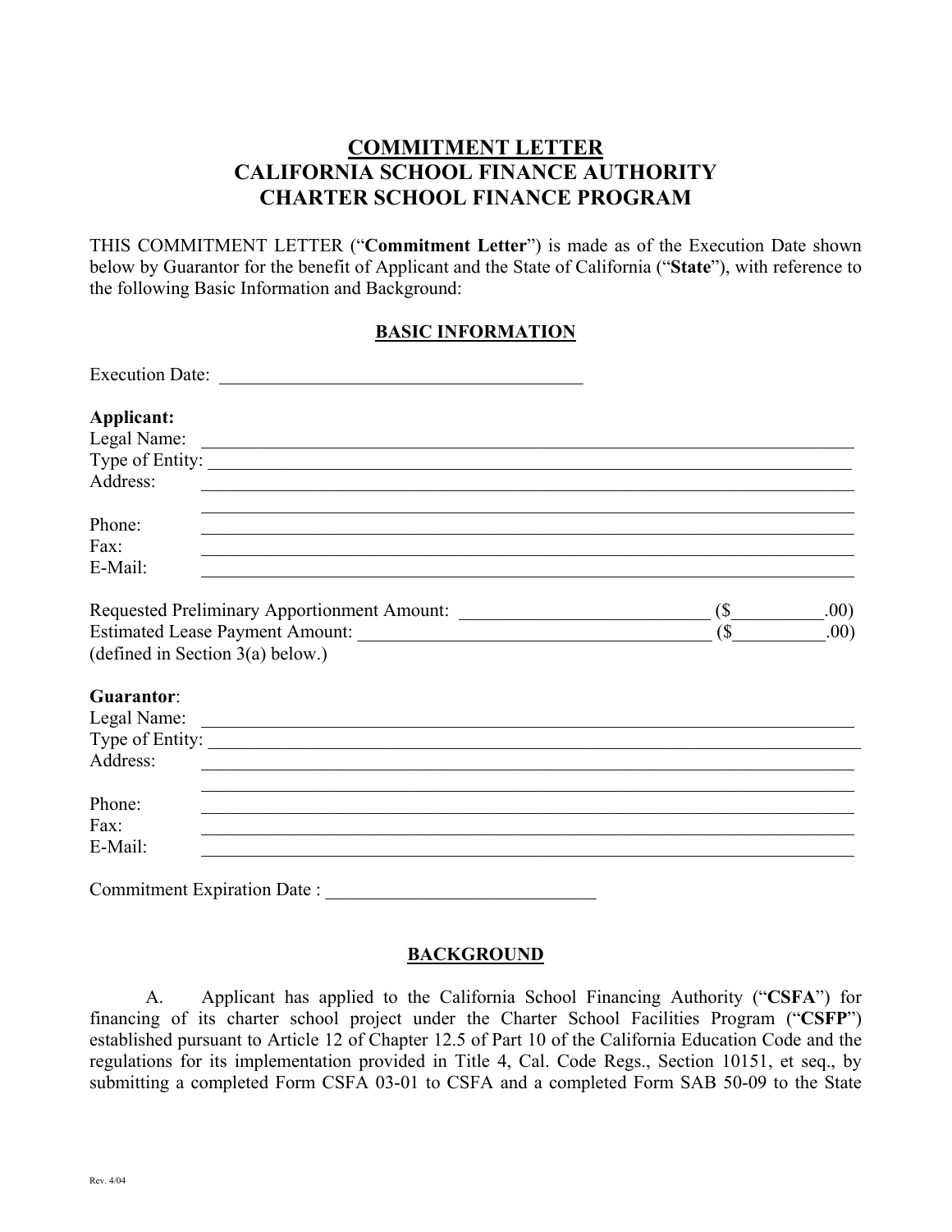# COMMITMENT LETTER
# CALIFORNIA SCHOOL FINANCE AUTHORITY
# CHARTER SCHOOL FINANCE PROGRAM

THIS COMMITMENT LETTER ("**Commitment Letter**") is made as of the Execution Date shown below by Guarantor for the benefit of Applicant and the State of California ("**State**"), with reference to the following Basic Information and Background:

## BASIC INFORMATION

Execution Date: ________________________________________

**Applicant:**
Legal Name: ________________________________________
Type of Entity: ________________________________________
Address: ________________________________________
________________________________________
Phone: ________________________________________
Fax: ________________________________________
E-Mail: ________________________________________

Requested Preliminary Apportionment Amount: ___________________________ ($__________.00)
Estimated Lease Payment Amount: ________________________________________ ($__________.00)
(defined in Section 3(a) below.)

**Guarantor**:
Legal Name: ________________________________________
Type of Entity: ________________________________________
Address: ________________________________________
________________________________________
Phone: ________________________________________
Fax: ________________________________________
E-Mail: ________________________________________

Commitment Expiration Date : ______________________________

## BACKGROUND

A. Applicant has applied to the California School Financing Authority ("**CSFA**") for financing of its charter school project under the Charter School Facilities Program ("**CSFP**") established pursuant to Article 12 of Chapter 12.5 of Part 10 of the California Education Code and the regulations for its implementation provided in Title 4, Cal. Code Regs., Section 10151, et seq., by submitting a completed Form CSFA 03-01 to CSFA and a completed Form SAB 50-09 to the State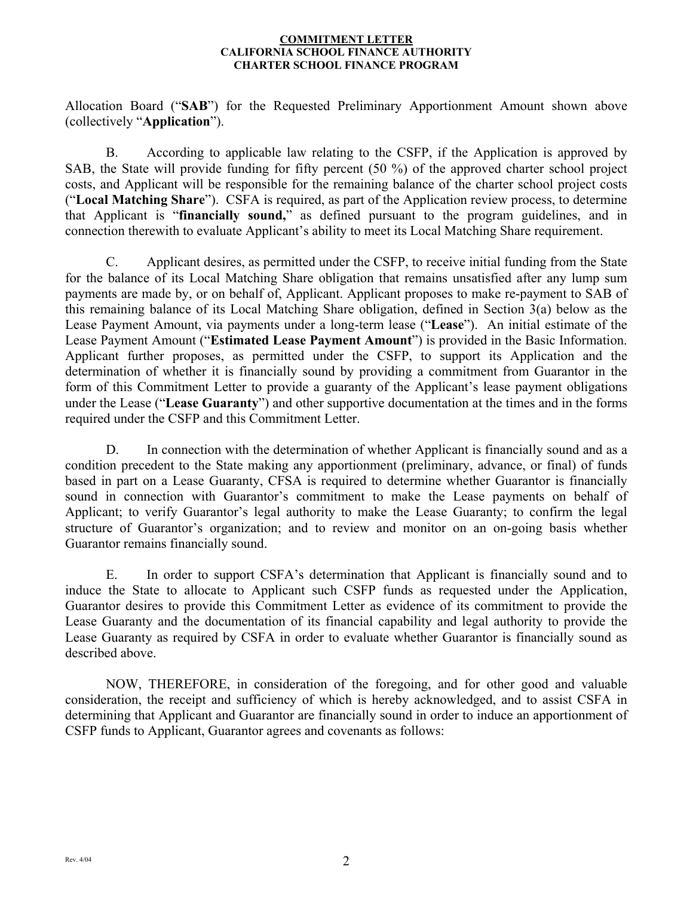Allocation Board ("**SAB**") for the Requested Preliminary Apportionment Amount shown above (collectively "**Application**").

B. According to applicable law relating to the CSFP, if the Application is approved by SAB, the State will provide funding for fifty percent (50 %) of the approved charter school project costs, and Applicant will be responsible for the remaining balance of the charter school project costs ("**Local Matching Share**"). CSFA is required, as part of the Application review process, to determine that Applicant is "**financially sound,**" as defined pursuant to the program guidelines, and in connection therewith to evaluate Applicant's ability to meet its Local Matching Share requirement.

C. Applicant desires, as permitted under the CSFP, to receive initial funding from the State for the balance of its Local Matching Share obligation that remains unsatisfied after any lump sum payments are made by, or on behalf of, Applicant. Applicant proposes to make re-payment to SAB of this remaining balance of its Local Matching Share obligation, defined in Section 3(a) below as the Lease Payment Amount, via payments under a long-term lease ("**Lease**"). An initial estimate of the Lease Payment Amount ("**Estimated Lease Payment Amount**") is provided in the Basic Information. Applicant further proposes, as permitted under the CSFP, to support its Application and the determination of whether it is financially sound by providing a commitment from Guarantor in the form of this Commitment Letter to provide a guaranty of the Applicant's lease payment obligations under the Lease ("**Lease Guaranty**") and other supportive documentation at the times and in the forms required under the CSFP and this Commitment Letter.

D. In connection with the determination of whether Applicant is financially sound and as a condition precedent to the State making any apportionment (preliminary, advance, or final) of funds based in part on a Lease Guaranty, CFSA is required to determine whether Guarantor is financially sound in connection with Guarantor's commitment to make the Lease payments on behalf of Applicant; to verify Guarantor's legal authority to make the Lease Guaranty; to confirm the legal structure of Guarantor's organization; and to review and monitor on an on-going basis whether Guarantor remains financially sound.

E. In order to support CSFA's determination that Applicant is financially sound and to induce the State to allocate to Applicant such CSFP funds as requested under the Application, Guarantor desires to provide this Commitment Letter as evidence of its commitment to provide the Lease Guaranty and the documentation of its financial capability and legal authority to provide the Lease Guaranty as required by CSFA in order to evaluate whether Guarantor is financially sound as described above.

NOW, THEREFORE, in consideration of the foregoing, and for other good and valuable consideration, the receipt and sufficiency of which is hereby acknowledged, and to assist CSFA in determining that Applicant and Guarantor are financially sound in order to induce an apportionment of CSFP funds to Applicant, Guarantor agrees and covenants as follows: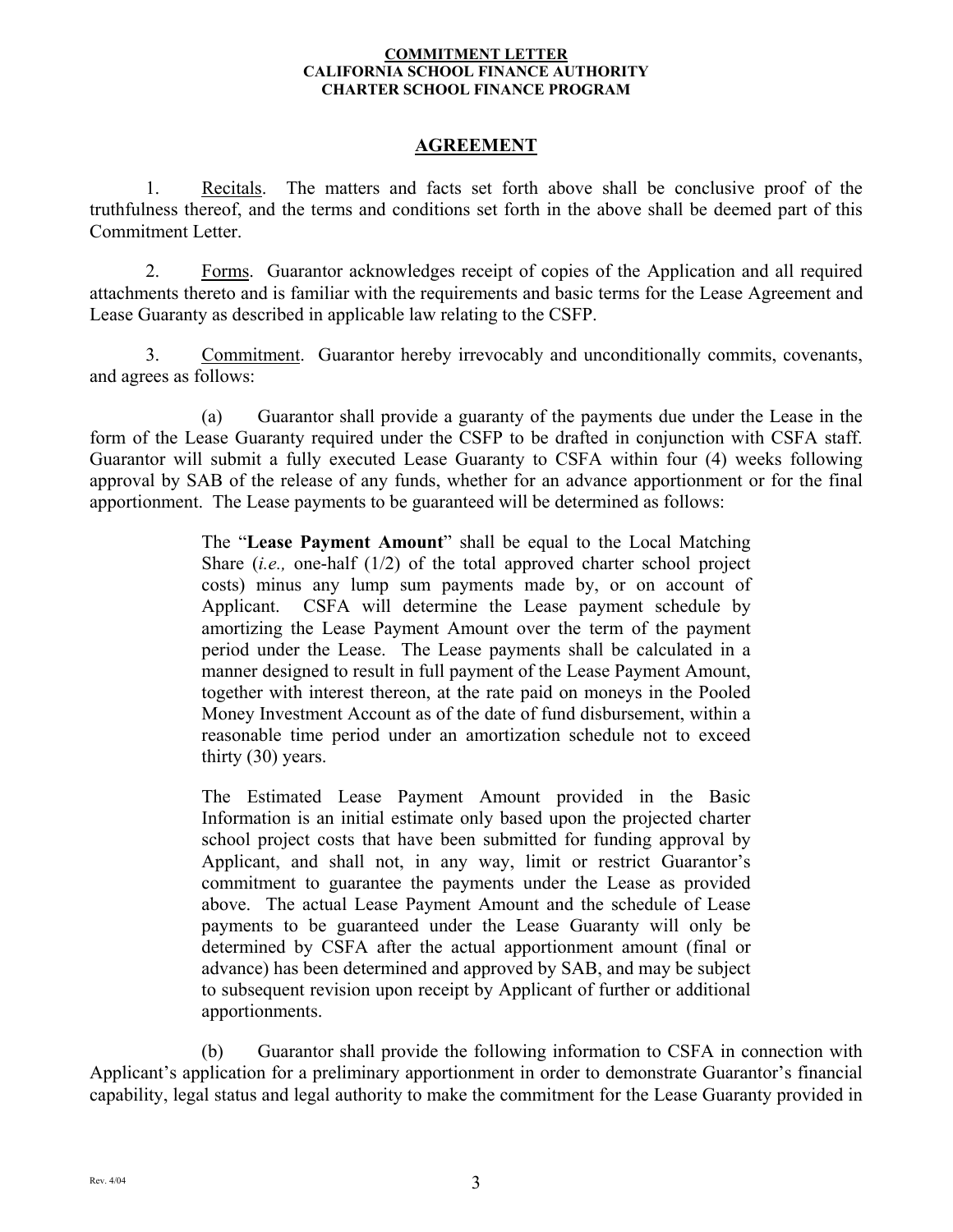**COMMITMENT LETTER**
**CALIFORNIA SCHOOL FINANCE AUTHORITY**
**CHARTER SCHOOL FINANCE PROGRAM**

## AGREEMENT

1. Recitals. The matters and facts set forth above shall be conclusive proof of the truthfulness thereof, and the terms and conditions set forth in the above shall be deemed part of this Commitment Letter.

2. Forms. Guarantor acknowledges receipt of copies of the Application and all required attachments thereto and is familiar with the requirements and basic terms for the Lease Agreement and Lease Guaranty as described in applicable law relating to the CSFP.

3. Commitment. Guarantor hereby irrevocably and unconditionally commits, covenants, and agrees as follows:

(a) Guarantor shall provide a guaranty of the payments due under the Lease in the form of the Lease Guaranty required under the CSFP to be drafted in conjunction with CSFA staff. Guarantor will submit a fully executed Lease Guaranty to CSFA within four (4) weeks following approval by SAB of the release of any funds, whether for an advance apportionment or for the final apportionment. The Lease payments to be guaranteed will be determined as follows:

> The "**Lease Payment Amount**" shall be equal to the Local Matching Share (*i.e.,* one-half (1/2) of the total approved charter school project costs) minus any lump sum payments made by, or on account of Applicant. CSFA will determine the Lease payment schedule by amortizing the Lease Payment Amount over the term of the payment period under the Lease. The Lease payments shall be calculated in a manner designed to result in full payment of the Lease Payment Amount, together with interest thereon, at the rate paid on moneys in the Pooled Money Investment Account as of the date of fund disbursement, within a reasonable time period under an amortization schedule not to exceed thirty (30) years.
>
> The Estimated Lease Payment Amount provided in the Basic Information is an initial estimate only based upon the projected charter school project costs that have been submitted for funding approval by Applicant, and shall not, in any way, limit or restrict Guarantor's commitment to guarantee the payments under the Lease as provided above. The actual Lease Payment Amount and the schedule of Lease payments to be guaranteed under the Lease Guaranty will only be determined by CSFA after the actual apportionment amount (final or advance) has been determined and approved by SAB, and may be subject to subsequent revision upon receipt by Applicant of further or additional apportionments.

(b) Guarantor shall provide the following information to CSFA in connection with Applicant's application for a preliminary apportionment in order to demonstrate Guarantor's financial capability, legal status and legal authority to make the commitment for the Lease Guaranty provided in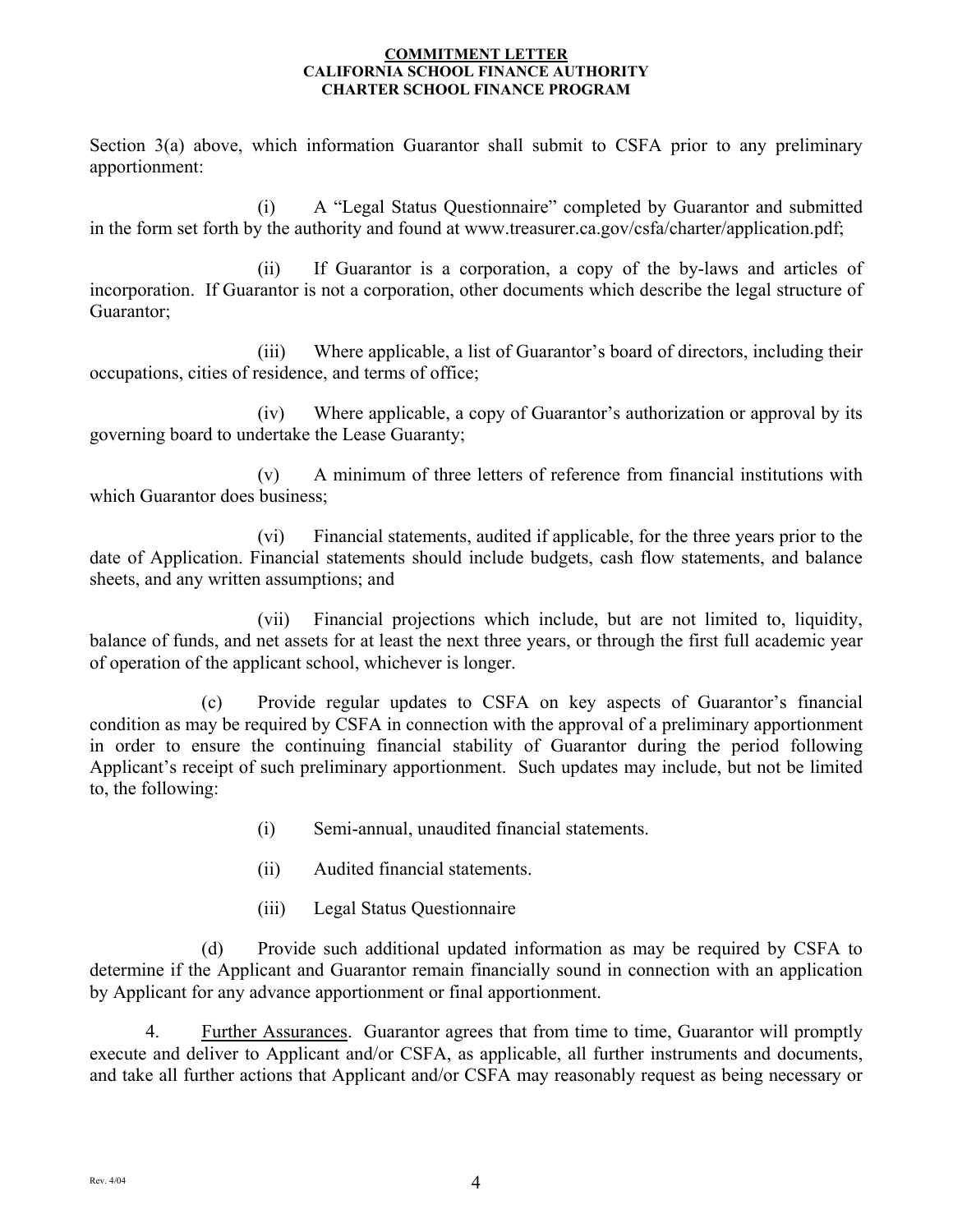Section 3(a) above, which information Guarantor shall submit to CSFA prior to any preliminary apportionment:

(i) A "Legal Status Questionnaire" completed by Guarantor and submitted in the form set forth by the authority and found at www.treasurer.ca.gov/csfa/charter/application.pdf;

(ii) If Guarantor is a corporation, a copy of the by-laws and articles of incorporation. If Guarantor is not a corporation, other documents which describe the legal structure of Guarantor;

(iii) Where applicable, a list of Guarantor's board of directors, including their occupations, cities of residence, and terms of office;

(iv) Where applicable, a copy of Guarantor's authorization or approval by its governing board to undertake the Lease Guaranty;

(v) A minimum of three letters of reference from financial institutions with which Guarantor does business;

(vi) Financial statements, audited if applicable, for the three years prior to the date of Application. Financial statements should include budgets, cash flow statements, and balance sheets, and any written assumptions; and

(vii) Financial projections which include, but are not limited to, liquidity, balance of funds, and net assets for at least the next three years, or through the first full academic year of operation of the applicant school, whichever is longer.

(c) Provide regular updates to CSFA on key aspects of Guarantor's financial condition as may be required by CSFA in connection with the approval of a preliminary apportionment in order to ensure the continuing financial stability of Guarantor during the period following Applicant's receipt of such preliminary apportionment. Such updates may include, but not be limited to, the following:

(i) Semi-annual, unaudited financial statements.

(ii) Audited financial statements.

(iii) Legal Status Questionnaire

(d) Provide such additional updated information as may be required by CSFA to determine if the Applicant and Guarantor remain financially sound in connection with an application by Applicant for any advance apportionment or final apportionment.

4. <u>Further Assurances</u>. Guarantor agrees that from time to time, Guarantor will promptly execute and deliver to Applicant and/or CSFA, as applicable, all further instruments and documents, and take all further actions that Applicant and/or CSFA may reasonably request as being necessary or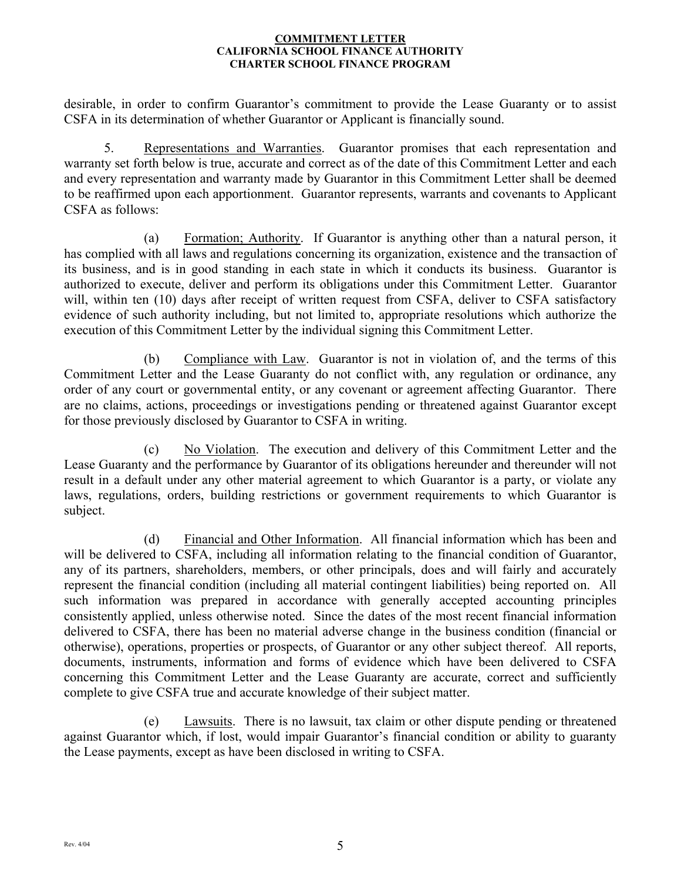desirable, in order to confirm Guarantor's commitment to provide the Lease Guaranty or to assist CSFA in its determination of whether Guarantor or Applicant is financially sound.

5. Representations and Warranties. Guarantor promises that each representation and warranty set forth below is true, accurate and correct as of the date of this Commitment Letter and each and every representation and warranty made by Guarantor in this Commitment Letter shall be deemed to be reaffirmed upon each apportionment. Guarantor represents, warrants and covenants to Applicant CSFA as follows:

(a) Formation; Authority. If Guarantor is anything other than a natural person, it has complied with all laws and regulations concerning its organization, existence and the transaction of its business, and is in good standing in each state in which it conducts its business. Guarantor is authorized to execute, deliver and perform its obligations under this Commitment Letter. Guarantor will, within ten (10) days after receipt of written request from CSFA, deliver to CSFA satisfactory evidence of such authority including, but not limited to, appropriate resolutions which authorize the execution of this Commitment Letter by the individual signing this Commitment Letter.

(b) Compliance with Law. Guarantor is not in violation of, and the terms of this Commitment Letter and the Lease Guaranty do not conflict with, any regulation or ordinance, any order of any court or governmental entity, or any covenant or agreement affecting Guarantor. There are no claims, actions, proceedings or investigations pending or threatened against Guarantor except for those previously disclosed by Guarantor to CSFA in writing.

(c) No Violation. The execution and delivery of this Commitment Letter and the Lease Guaranty and the performance by Guarantor of its obligations hereunder and thereunder will not result in a default under any other material agreement to which Guarantor is a party, or violate any laws, regulations, orders, building restrictions or government requirements to which Guarantor is subject.

(d) Financial and Other Information. All financial information which has been and will be delivered to CSFA, including all information relating to the financial condition of Guarantor, any of its partners, shareholders, members, or other principals, does and will fairly and accurately represent the financial condition (including all material contingent liabilities) being reported on. All such information was prepared in accordance with generally accepted accounting principles consistently applied, unless otherwise noted. Since the dates of the most recent financial information delivered to CSFA, there has been no material adverse change in the business condition (financial or otherwise), operations, properties or prospects, of Guarantor or any other subject thereof. All reports, documents, instruments, information and forms of evidence which have been delivered to CSFA concerning this Commitment Letter and the Lease Guaranty are accurate, correct and sufficiently complete to give CSFA true and accurate knowledge of their subject matter.

(e) Lawsuits. There is no lawsuit, tax claim or other dispute pending or threatened against Guarantor which, if lost, would impair Guarantor's financial condition or ability to guaranty the Lease payments, except as have been disclosed in writing to CSFA.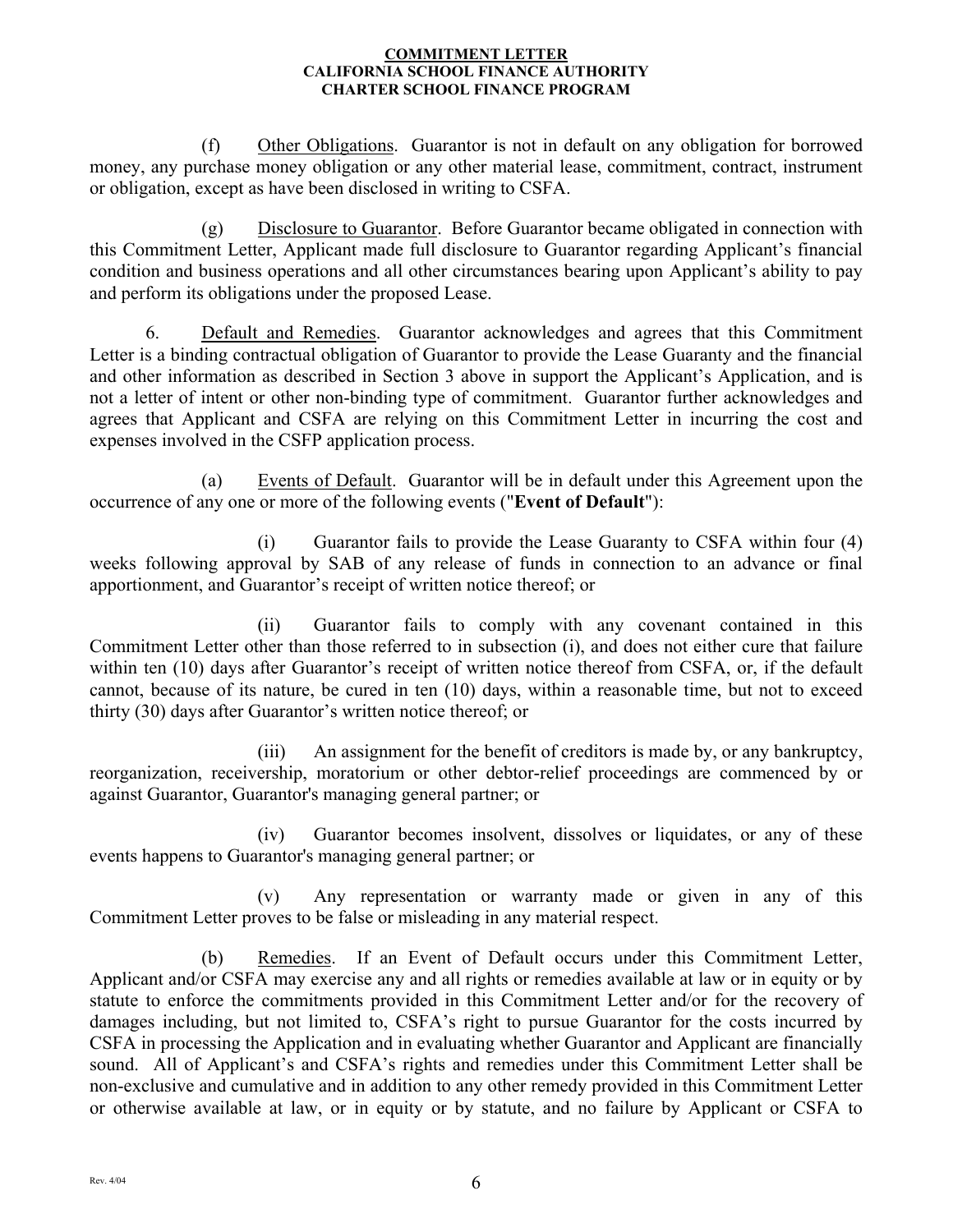(f) Other Obligations. Guarantor is not in default on any obligation for borrowed money, any purchase money obligation or any other material lease, commitment, contract, instrument or obligation, except as have been disclosed in writing to CSFA.

(g) Disclosure to Guarantor. Before Guarantor became obligated in connection with this Commitment Letter, Applicant made full disclosure to Guarantor regarding Applicant's financial condition and business operations and all other circumstances bearing upon Applicant's ability to pay and perform its obligations under the proposed Lease.

6. Default and Remedies. Guarantor acknowledges and agrees that this Commitment Letter is a binding contractual obligation of Guarantor to provide the Lease Guaranty and the financial and other information as described in Section 3 above in support the Applicant's Application, and is not a letter of intent or other non-binding type of commitment. Guarantor further acknowledges and agrees that Applicant and CSFA are relying on this Commitment Letter in incurring the cost and expenses involved in the CSFP application process.

(a) Events of Default. Guarantor will be in default under this Agreement upon the occurrence of any one or more of the following events ("**Event of Default**"):

(i) Guarantor fails to provide the Lease Guaranty to CSFA within four (4) weeks following approval by SAB of any release of funds in connection to an advance or final apportionment, and Guarantor's receipt of written notice thereof; or

(ii) Guarantor fails to comply with any covenant contained in this Commitment Letter other than those referred to in subsection (i), and does not either cure that failure within ten (10) days after Guarantor's receipt of written notice thereof from CSFA, or, if the default cannot, because of its nature, be cured in ten (10) days, within a reasonable time, but not to exceed thirty (30) days after Guarantor's written notice thereof; or

(iii) An assignment for the benefit of creditors is made by, or any bankruptcy, reorganization, receivership, moratorium or other debtor-relief proceedings are commenced by or against Guarantor, Guarantor's managing general partner; or

(iv) Guarantor becomes insolvent, dissolves or liquidates, or any of these events happens to Guarantor's managing general partner; or

(v) Any representation or warranty made or given in any of this Commitment Letter proves to be false or misleading in any material respect.

(b) Remedies. If an Event of Default occurs under this Commitment Letter, Applicant and/or CSFA may exercise any and all rights or remedies available at law or in equity or by statute to enforce the commitments provided in this Commitment Letter and/or for the recovery of damages including, but not limited to, CSFA's right to pursue Guarantor for the costs incurred by CSFA in processing the Application and in evaluating whether Guarantor and Applicant are financially sound. All of Applicant's and CSFA's rights and remedies under this Commitment Letter shall be non-exclusive and cumulative and in addition to any other remedy provided in this Commitment Letter or otherwise available at law, or in equity or by statute, and no failure by Applicant or CSFA to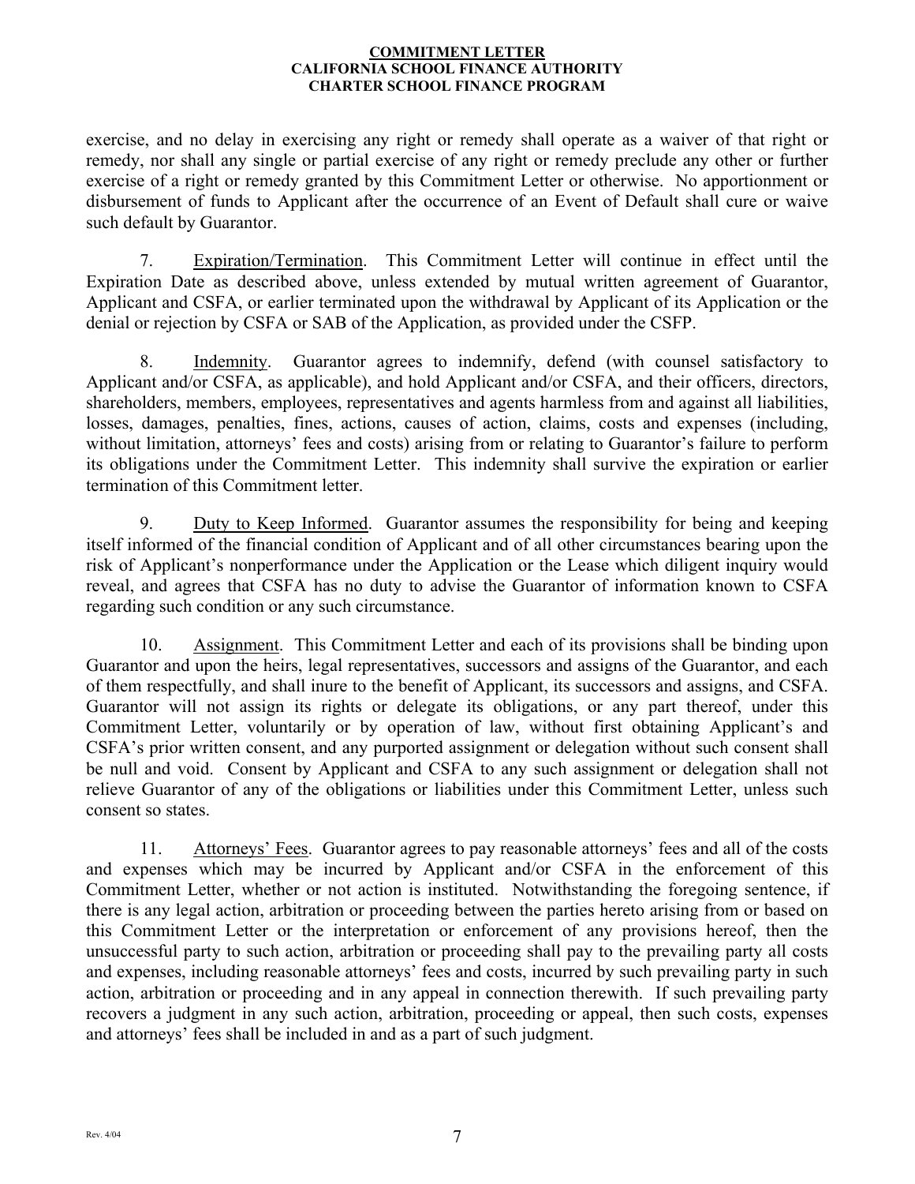exercise, and no delay in exercising any right or remedy shall operate as a waiver of that right or remedy, nor shall any single or partial exercise of any right or remedy preclude any other or further exercise of a right or remedy granted by this Commitment Letter or otherwise. No apportionment or disbursement of funds to Applicant after the occurrence of an Event of Default shall cure or waive such default by Guarantor.

7. Expiration/Termination. This Commitment Letter will continue in effect until the Expiration Date as described above, unless extended by mutual written agreement of Guarantor, Applicant and CSFA, or earlier terminated upon the withdrawal by Applicant of its Application or the denial or rejection by CSFA or SAB of the Application, as provided under the CSFP.

8. Indemnity. Guarantor agrees to indemnify, defend (with counsel satisfactory to Applicant and/or CSFA, as applicable), and hold Applicant and/or CSFA, and their officers, directors, shareholders, members, employees, representatives and agents harmless from and against all liabilities, losses, damages, penalties, fines, actions, causes of action, claims, costs and expenses (including, without limitation, attorneys' fees and costs) arising from or relating to Guarantor's failure to perform its obligations under the Commitment Letter. This indemnity shall survive the expiration or earlier termination of this Commitment letter.

9. Duty to Keep Informed. Guarantor assumes the responsibility for being and keeping itself informed of the financial condition of Applicant and of all other circumstances bearing upon the risk of Applicant's nonperformance under the Application or the Lease which diligent inquiry would reveal, and agrees that CSFA has no duty to advise the Guarantor of information known to CSFA regarding such condition or any such circumstance.

10. Assignment. This Commitment Letter and each of its provisions shall be binding upon Guarantor and upon the heirs, legal representatives, successors and assigns of the Guarantor, and each of them respectfully, and shall inure to the benefit of Applicant, its successors and assigns, and CSFA. Guarantor will not assign its rights or delegate its obligations, or any part thereof, under this Commitment Letter, voluntarily or by operation of law, without first obtaining Applicant's and CSFA's prior written consent, and any purported assignment or delegation without such consent shall be null and void. Consent by Applicant and CSFA to any such assignment or delegation shall not relieve Guarantor of any of the obligations or liabilities under this Commitment Letter, unless such consent so states.

11. Attorneys' Fees. Guarantor agrees to pay reasonable attorneys' fees and all of the costs and expenses which may be incurred by Applicant and/or CSFA in the enforcement of this Commitment Letter, whether or not action is instituted. Notwithstanding the foregoing sentence, if there is any legal action, arbitration or proceeding between the parties hereto arising from or based on this Commitment Letter or the interpretation or enforcement of any provisions hereof, then the unsuccessful party to such action, arbitration or proceeding shall pay to the prevailing party all costs and expenses, including reasonable attorneys' fees and costs, incurred by such prevailing party in such action, arbitration or proceeding and in any appeal in connection therewith. If such prevailing party recovers a judgment in any such action, arbitration, proceeding or appeal, then such costs, expenses and attorneys' fees shall be included in and as a part of such judgment.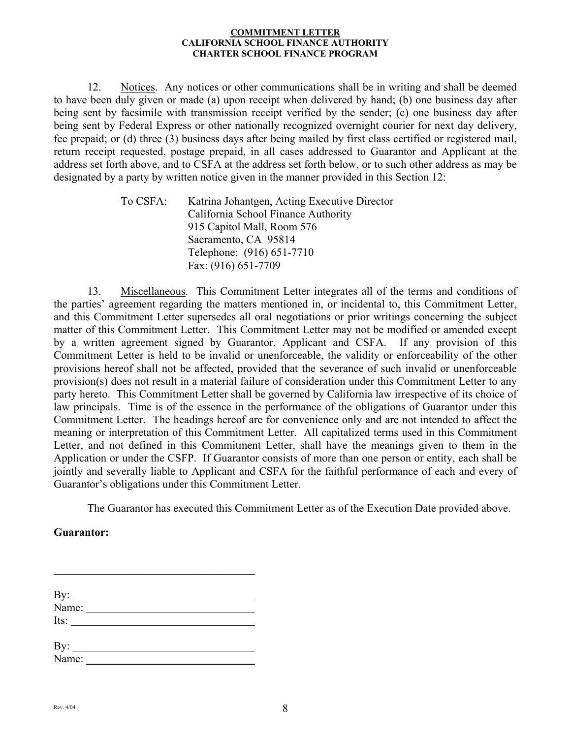**COMMITMENT LETTER**
**CALIFORNIA SCHOOL FINANCE AUTHORITY**
**CHARTER SCHOOL FINANCE PROGRAM**

12. Notices. Any notices or other communications shall be in writing and shall be deemed to have been duly given or made (a) upon receipt when delivered by hand; (b) one business day after being sent by facsimile with transmission receipt verified by the sender; (c) one business day after being sent by Federal Express or other nationally recognized overnight courier for next day delivery, fee prepaid; or (d) three (3) business days after being mailed by first class certified or registered mail, return receipt requested, postage prepaid, in all cases addressed to Guarantor and Applicant at the address set forth above, and to CSFA at the address set forth below, or to such other address as may be designated by a party by written notice given in the manner provided in this Section 12:

To CSFA: Katrina Johantgen, Acting Executive Director
California School Finance Authority
915 Capitol Mall, Room 576
Sacramento, CA 95814
Telephone: (916) 651-7710
Fax: (916) 651-7709

13. Miscellaneous. This Commitment Letter integrates all of the terms and conditions of the parties' agreement regarding the matters mentioned in, or incidental to, this Commitment Letter, and this Commitment Letter supersedes all oral negotiations or prior writings concerning the subject matter of this Commitment Letter. This Commitment Letter may not be modified or amended except by a written agreement signed by Guarantor, Applicant and CSFA. If any provision of this Commitment Letter is held to be invalid or unenforceable, the validity or enforceability of the other provisions hereof shall not be affected, provided that the severance of such invalid or unenforceable provision(s) does not result in a material failure of consideration under this Commitment Letter to any party hereto. This Commitment Letter shall be governed by California law irrespective of its choice of law principals. Time is of the essence in the performance of the obligations of Guarantor under this Commitment Letter. The headings hereof are for convenience only and are not intended to affect the meaning or interpretation of this Commitment Letter. All capitalized terms used in this Commitment Letter, and not defined in this Commitment Letter, shall have the meanings given to them in the Application or under the CSFP. If Guarantor consists of more than one person or entity, each shall be jointly and severally liable to Applicant and CSFA for the faithful performance of each and every of Guarantor's obligations under this Commitment Letter.

The Guarantor has executed this Commitment Letter as of the Execution Date provided above.

**Guarantor:**

\_\_\_\_\_\_\_\_\_\_\_\_\_\_\_\_\_\_\_\_\_\_\_\_\_\_\_\_\_\_\_\_\_\_

By: \_\_\_\_\_\_\_\_\_\_\_\_\_\_\_\_\_\_\_\_\_\_\_\_\_\_\_\_\_\_
Name: \_\_\_\_\_\_\_\_\_\_\_\_\_\_\_\_\_\_\_\_\_\_\_\_\_\_\_\_
Its: \_\_\_\_\_\_\_\_\_\_\_\_\_\_\_\_\_\_\_\_\_\_\_\_\_\_\_\_\_\_

By: \_\_\_\_\_\_\_\_\_\_\_\_\_\_\_\_\_\_\_\_\_\_\_\_\_\_\_\_\_\_
Name: \_\_\_\_\_\_\_\_\_\_\_\_\_\_\_\_\_\_\_\_\_\_\_\_\_\_\_\_

Rev. 4/04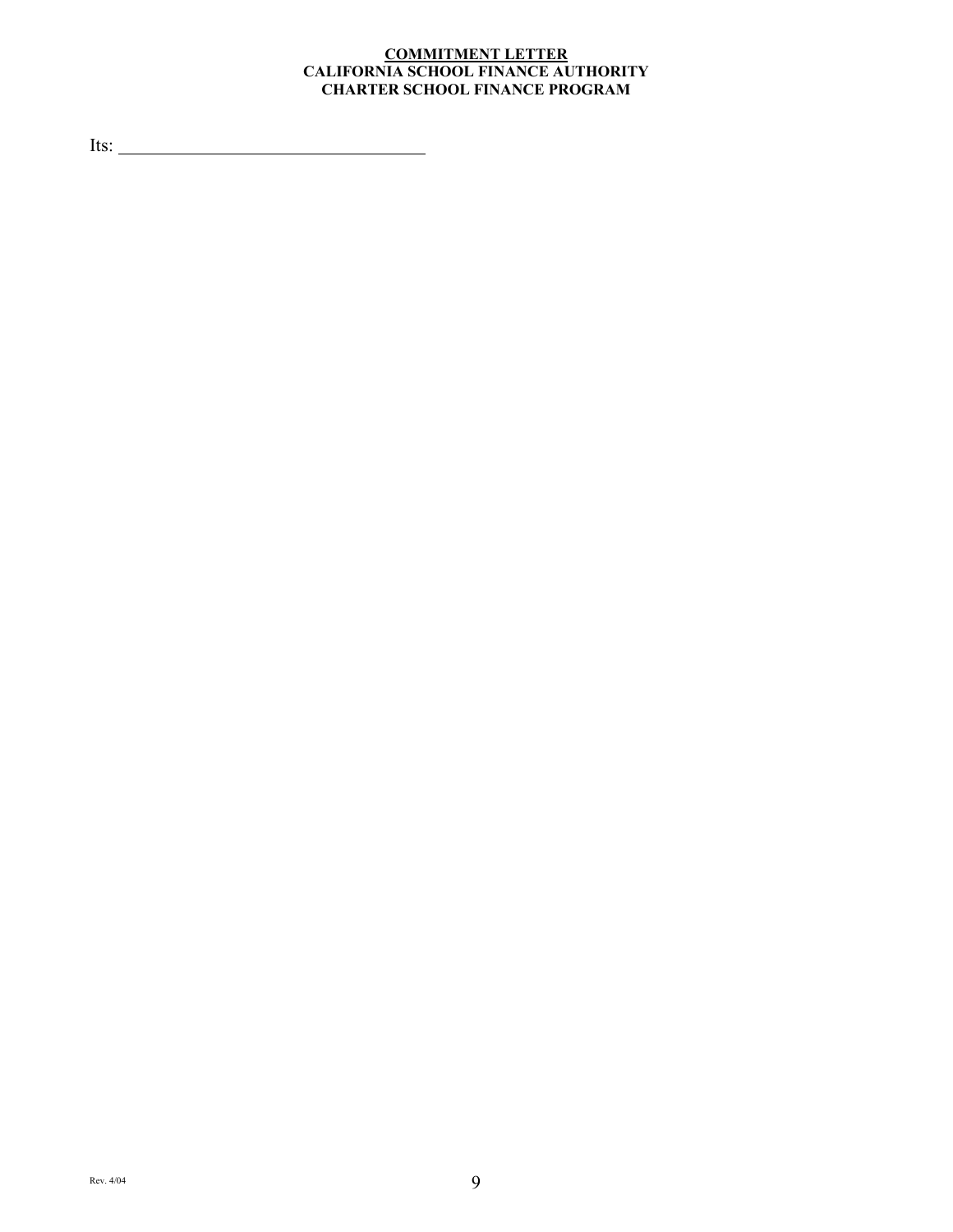Its: \_\_\_\_\_\_\_\_\_\_\_\_\_\_\_\_\_\_\_\_\_\_\_\_\_\_\_\_\_\_\_\_